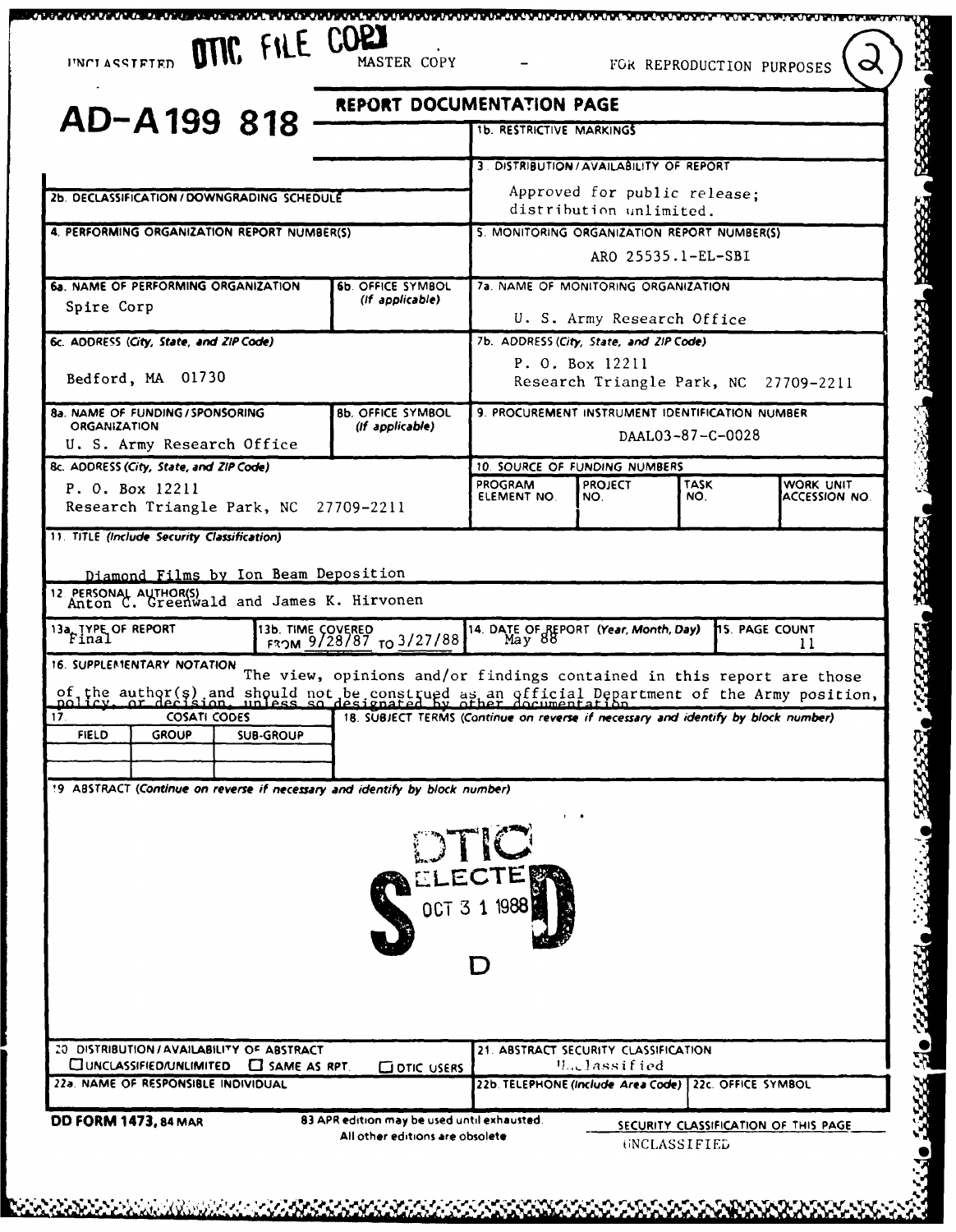UNCLASSIFIED DTIC FILE COPY MASTER COPY - FOR REPRODUCTION PURPOSES (2)

# AD-A199 818

## REPORT DOCUMENTATION PAGE

| | |
|---|---|
| 1a. | 1b. RESTRICTIVE MARKINGS |
| | 3. DISTRIBUTION/AVAILABILITY OF REPORT: Approved for public release; distribution unlimited. |
| 2b. DECLASSIFICATION/DOWNGRADING SCHEDULE | |
| 4. PERFORMING ORGANIZATION REPORT NUMBER(S) | 5. MONITORING ORGANIZATION REPORT NUMBER(S): ARO 25535.1-EL-SBI |
| 6a. NAME OF PERFORMING ORGANIZATION: Spire Corp / 6b. OFFICE SYMBOL (If applicable) | 7a. NAME OF MONITORING ORGANIZATION: U. S. Army Research Office |
| 6c. ADDRESS (City, State, and ZIP Code): Bedford, MA 01730 | 7b. ADDRESS (City, State, and ZIP Code): P. O. Box 12211, Research Triangle Park, NC 27709-2211 |
| 8a. NAME OF FUNDING/SPONSORING ORGANIZATION: U. S. Army Research Office / 8b. OFFICE SYMBOL (If applicable) | 9. PROCUREMENT INSTRUMENT IDENTIFICATION NUMBER: DAAL03-87-C-0028 |
| 8c. ADDRESS (City, State, and ZIP Code): P. O. Box 12211, Research Triangle Park, NC 27709-2211 | 10. SOURCE OF FUNDING NUMBERS: PROGRAM ELEMENT NO. / PROJECT NO. / TASK NO. / WORK UNIT ACCESSION NO. |

11. TITLE (Include Security Classification)

Diamond Films by Ion Beam Deposition

12. PERSONAL AUTHOR(S)
Anton C. Greenwald and James K. Hirvonen

| 13a. TYPE OF REPORT | 13b. TIME COVERED | 14. DATE OF REPORT (Year, Month, Day) | 15. PAGE COUNT |
|---|---|---|---|
| Final | FROM 9/28/87 TO 3/27/88 | May 88 | 11 |

16. SUPPLEMENTARY NOTATION
The view, opinions and/or findings contained in this report are those of the author(s) and should not be construed as an official Department of the Army position, policy, or decision, unless so designated by other documentation.

| 17. COSATI CODES | | | 18. SUBJECT TERMS (Continue on reverse if necessary and identify by block number) |
|---|---|---|---|
| FIELD | GROUP | SUB-GROUP | |
| | | | |
| | | | |

19. ABSTRACT (Continue on reverse if necessary and identify by block number)

DTIC ELECTE OCT 31 1988 S D D

| | |
|---|---|
| 20. DISTRIBUTION/AVAILABILITY OF ABSTRACT: ☐ UNCLASSIFIED/UNLIMITED ☐ SAME AS RPT. ☐ DTIC USERS | 21. ABSTRACT SECURITY CLASSIFICATION: Unclassified |
| 22a. NAME OF RESPONSIBLE INDIVIDUAL | 22b. TELEPHONE (Include Area Code) / 22c. OFFICE SYMBOL |

DD FORM 1473, 84 MAR — 83 APR edition may be used until exhausted. All other editions are obsolete.

SECURITY CLASSIFICATION OF THIS PAGE
UNCLASSIFIED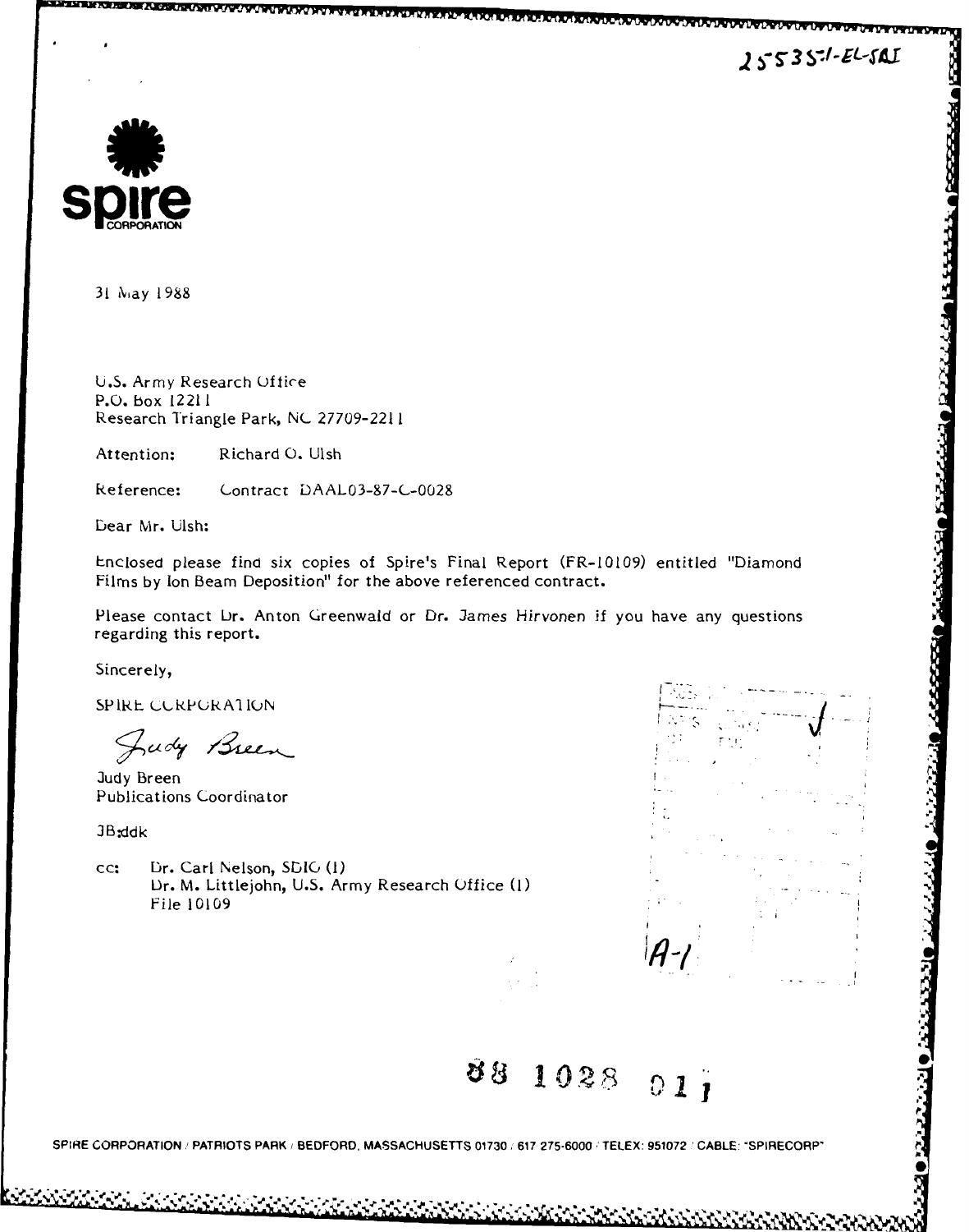25535.1-EL-SDI

**spire**
CORPORATION

31 May 1988

U.S. Army Research Office
P.O. Box 12211
Research Triangle Park, NC 27709-2211

Attention: Richard O. Ulsh

Reference: Contract DAAL03-87-C-0028

Dear Mr. Ulsh:

Enclosed please find six copies of Spire's Final Report (FR-10109) entitled "Diamond Films by Ion Beam Deposition" for the above referenced contract.

Please contact Dr. Anton Greenwald or Dr. James Hirvonen if you have any questions regarding this report.

Sincerely,

SPIRE CORPORATION

Judy Breen

Judy Breen
Publications Coordinator

JB:ddk

cc: Dr. Carl Nelson, SDIO (1)
Dr. M. Littlejohn, U.S. Army Research Office (1)
File 10109

A-1

88 1028 011

SPIRE CORPORATION / PATRIOTS PARK / BEDFORD, MASSACHUSETTS 01730 / 617 275-6000 / TELEX: 951072 / CABLE: "SPIRECORP"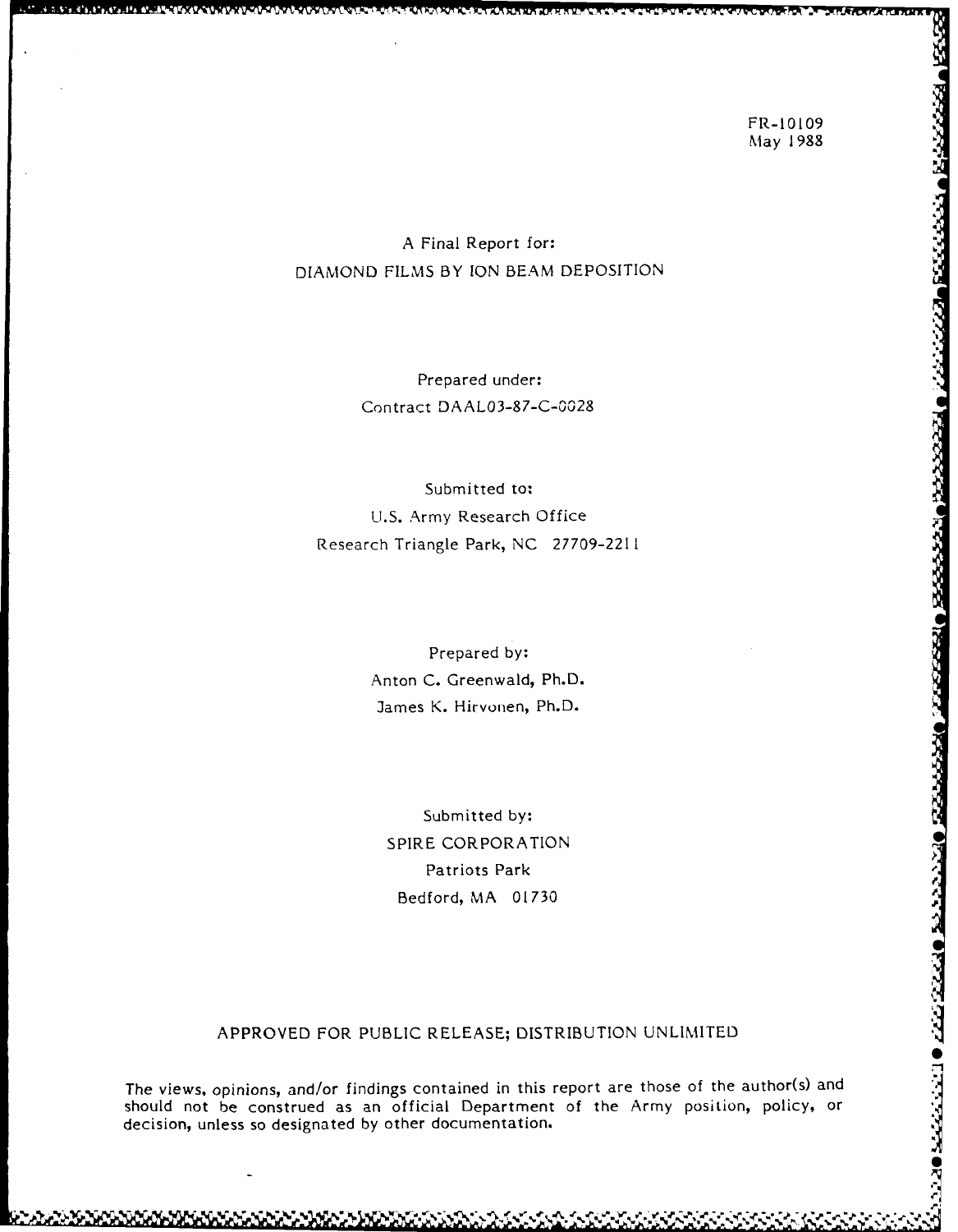FR-10109
May 1988

A Final Report for:
DIAMOND FILMS BY ION BEAM DEPOSITION

Prepared under:
Contract DAAL03-87-C-0028

Submitted to:
U.S. Army Research Office
Research Triangle Park, NC 27709-2211

Prepared by:
Anton C. Greenwald, Ph.D.
James K. Hirvonen, Ph.D.

Submitted by:
SPIRE CORPORATION
Patriots Park
Bedford, MA 01730

APPROVED FOR PUBLIC RELEASE; DISTRIBUTION UNLIMITED

The views, opinions, and/or findings contained in this report are those of the author(s) and should not be construed as an official Department of the Army position, policy, or decision, unless so designated by other documentation.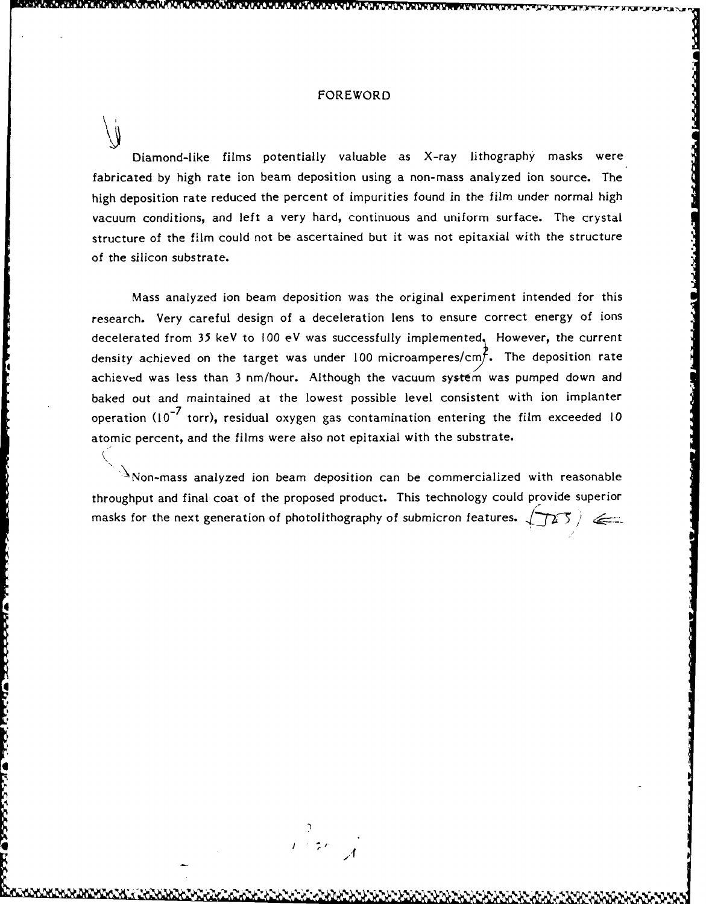# FOREWORD

Diamond-like films potentially valuable as X-ray lithography masks were fabricated by high rate ion beam deposition using a non-mass analyzed ion source. The high deposition rate reduced the percent of impurities found in the film under normal high vacuum conditions, and left a very hard, continuous and uniform surface. The crystal structure of the film could not be ascertained but it was not epitaxial with the structure of the silicon substrate.

Mass analyzed ion beam deposition was the original experiment intended for this research. Very careful design of a deceleration lens to ensure correct energy of ions decelerated from 35 keV to 100 eV was successfully implemented. However, the current density achieved on the target was under 100 microamperes/cm$^2$. The deposition rate achieved was less than 3 nm/hour. Although the vacuum system was pumped down and baked out and maintained at the lowest possible level consistent with ion implanter operation ($10^{-7}$ torr), residual oxygen gas contamination entering the film exceeded 10 atomic percent, and the films were also not epitaxial with the substrate.

Non-mass analyzed ion beam deposition can be commercialized with reasonable throughput and final coat of the proposed product. This technology could provide superior masks for the next generation of photolithography of submicron features.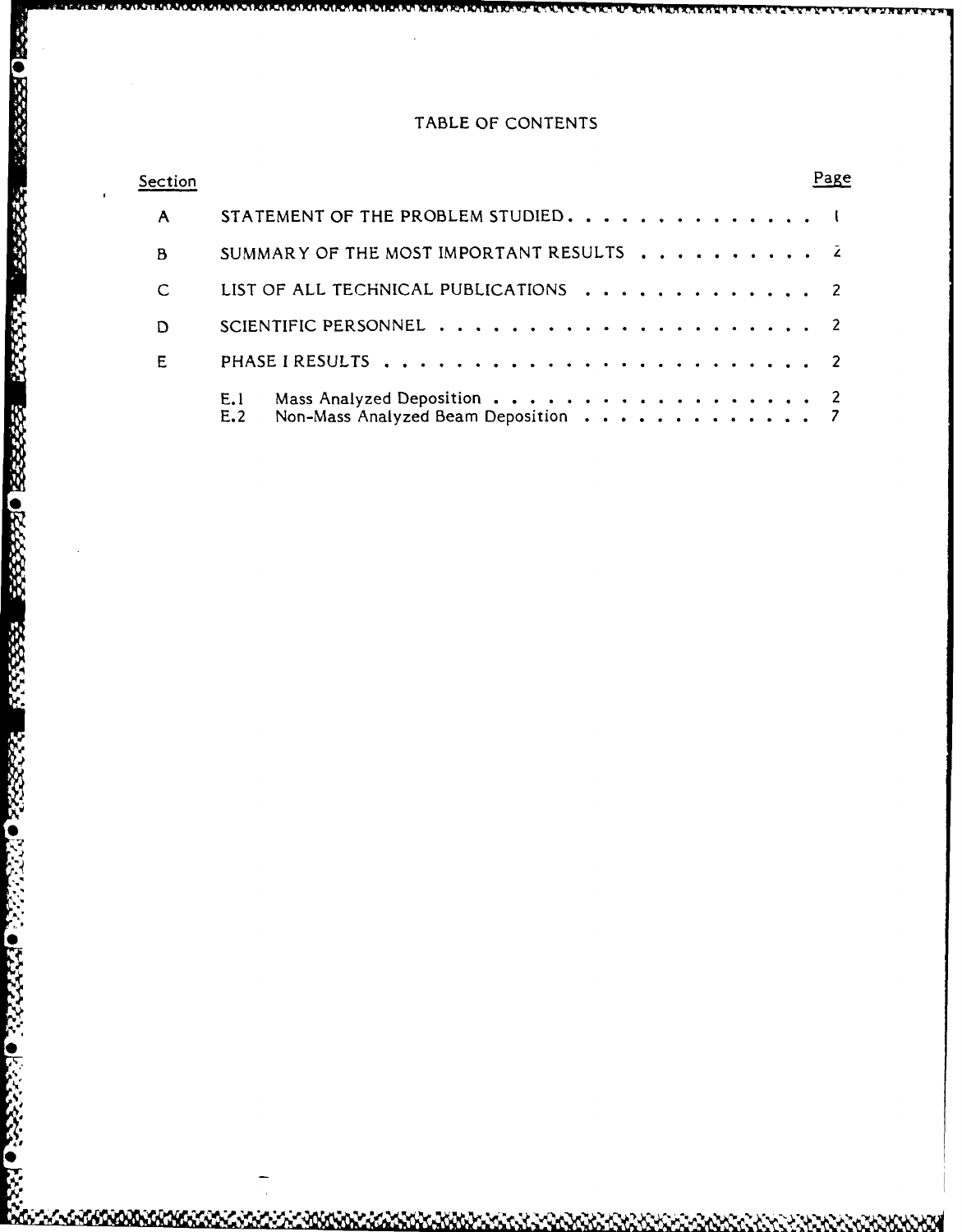# TABLE OF CONTENTS

| Section | | Page |
|---|---|---|
| A | STATEMENT OF THE PROBLEM STUDIED | 1 |
| B | SUMMARY OF THE MOST IMPORTANT RESULTS | 2 |
| C | LIST OF ALL TECHNICAL PUBLICATIONS | 2 |
| D | SCIENTIFIC PERSONNEL | 2 |
| E | PHASE I RESULTS | 2 |
| | E.1 Mass Analyzed Deposition | 2 |
| | E.2 Non-Mass Analyzed Beam Deposition | 7 |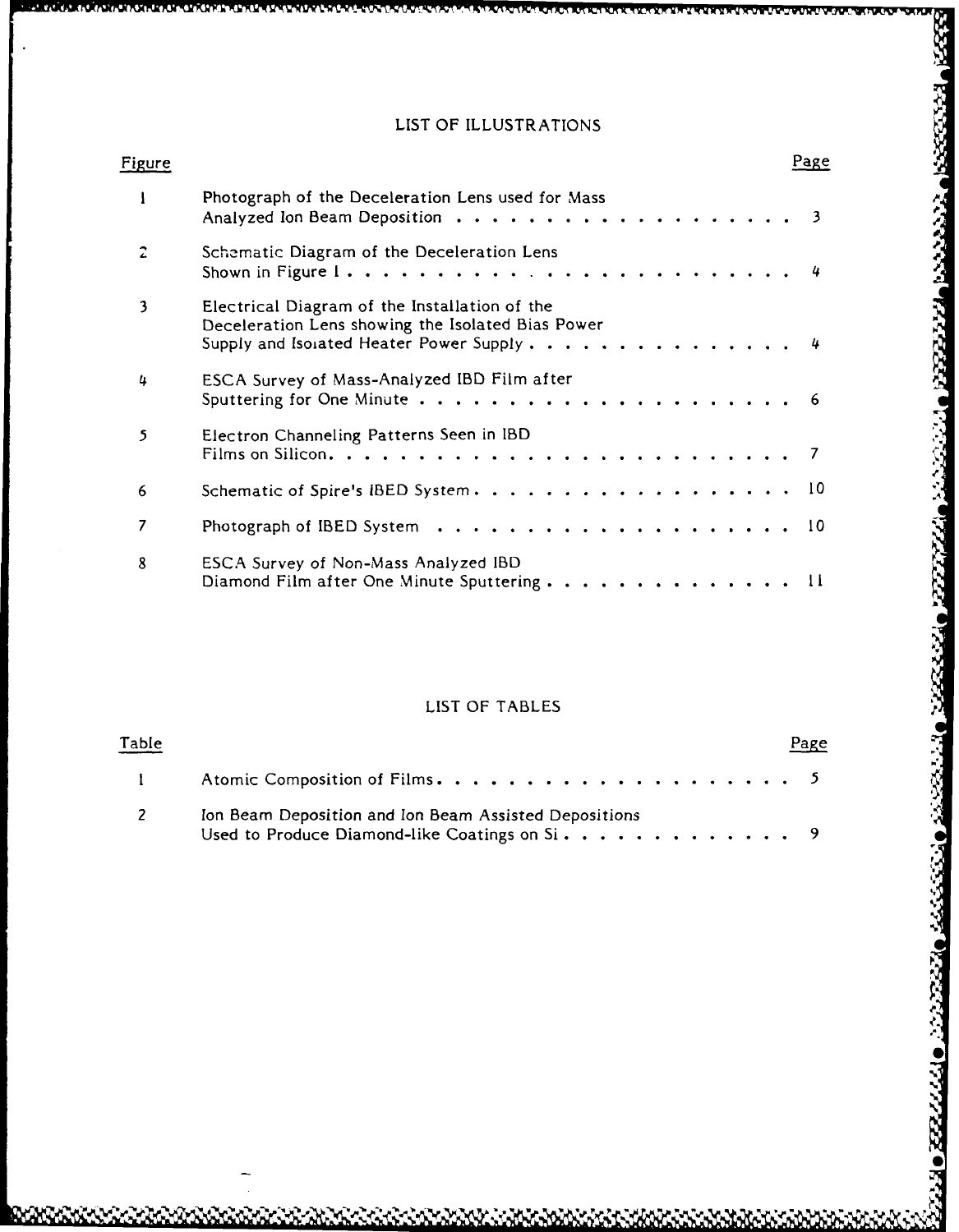## LIST OF ILLUSTRATIONS

| Figure | | Page |
|---|---|---|
| 1 | Photograph of the Deceleration Lens used for Mass Analyzed Ion Beam Deposition | 3 |
| 2 | Schematic Diagram of the Deceleration Lens Shown in Figure 1 | 4 |
| 3 | Electrical Diagram of the Installation of the Deceleration Lens showing the Isolated Bias Power Supply and Isolated Heater Power Supply | 4 |
| 4 | ESCA Survey of Mass-Analyzed IBD Film after Sputtering for One Minute | 6 |
| 5 | Electron Channeling Patterns Seen in IBD Films on Silicon | 7 |
| 6 | Schematic of Spire's IBED System | 10 |
| 7 | Photograph of IBED System | 10 |
| 8 | ESCA Survey of Non-Mass Analyzed IBD Diamond Film after One Minute Sputtering | 11 |

## LIST OF TABLES

| Table | | Page |
|---|---|---|
| 1 | Atomic Composition of Films | 5 |
| 2 | Ion Beam Deposition and Ion Beam Assisted Depositions Used to Produce Diamond-like Coatings on Si | 9 |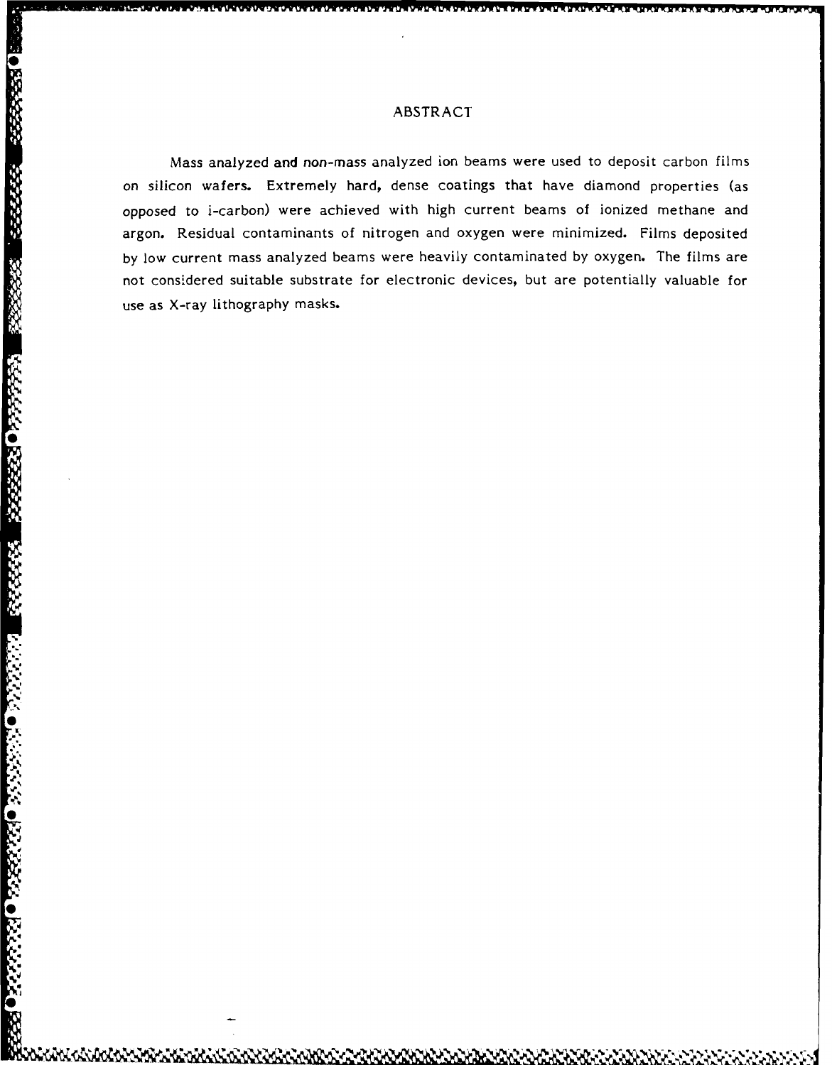# ABSTRACT

Mass analyzed and non-mass analyzed ion beams were used to deposit carbon films on silicon wafers. Extremely hard, dense coatings that have diamond properties (as opposed to i-carbon) were achieved with high current beams of ionized methane and argon. Residual contaminants of nitrogen and oxygen were minimized. Films deposited by low current mass analyzed beams were heavily contaminated by oxygen. The films are not considered suitable substrate for electronic devices, but are potentially valuable for use as X-ray lithography masks.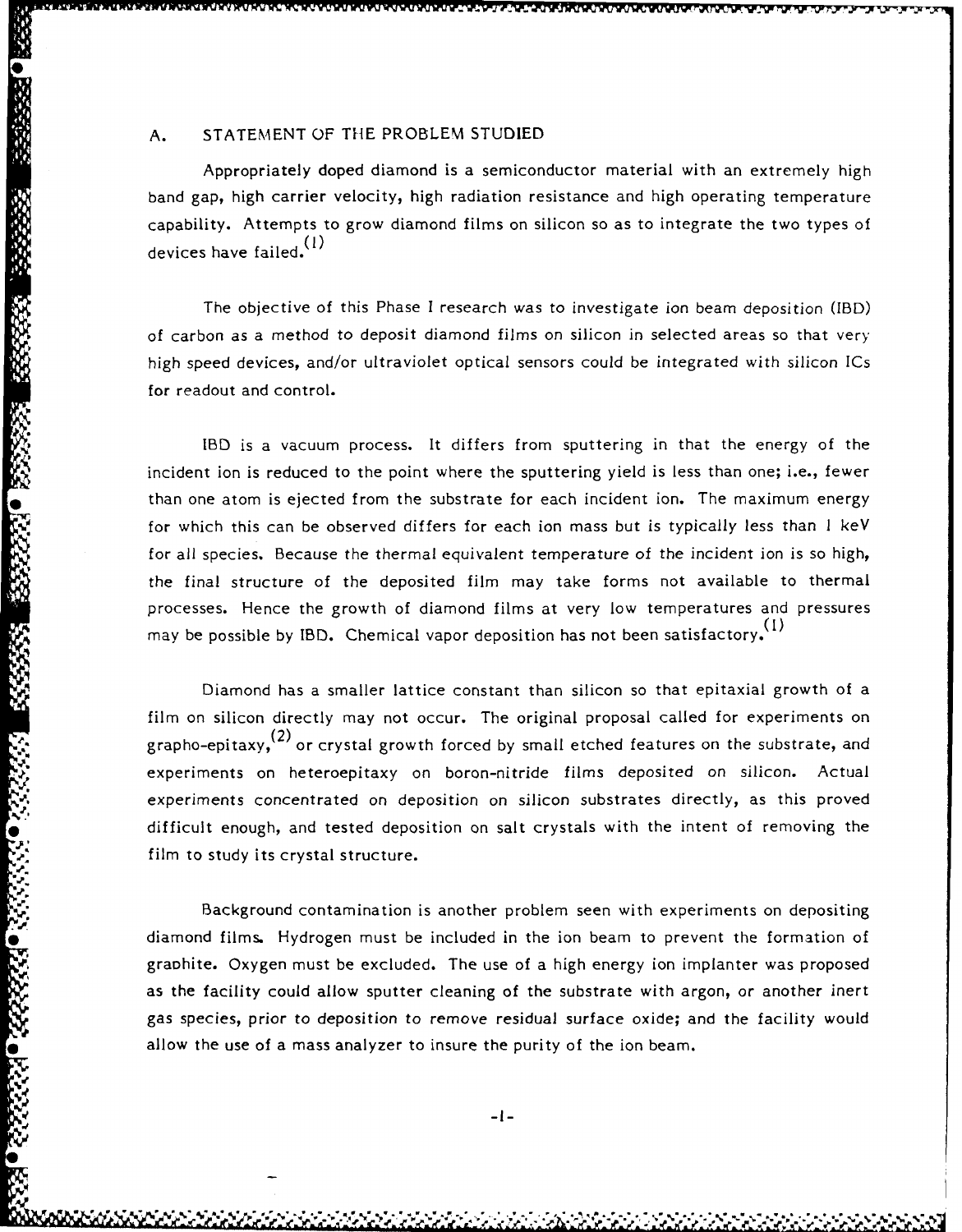## A. STATEMENT OF THE PROBLEM STUDIED

Appropriately doped diamond is a semiconductor material with an extremely high band gap, high carrier velocity, high radiation resistance and high operating temperature capability. Attempts to grow diamond films on silicon so as to integrate the two types of devices have failed.[1]

The objective of this Phase I research was to investigate ion beam deposition (IBD) of carbon as a method to deposit diamond films on silicon in selected areas so that very high speed devices, and/or ultraviolet optical sensors could be integrated with silicon ICs for readout and control.

IBD is a vacuum process. It differs from sputtering in that the energy of the incident ion is reduced to the point where the sputtering yield is less than one; i.e., fewer than one atom is ejected from the substrate for each incident ion. The maximum energy for which this can be observed differs for each ion mass but is typically less than 1 keV for all species. Because the thermal equivalent temperature of the incident ion is so high, the final structure of the deposited film may take forms not available to thermal processes. Hence the growth of diamond films at very low temperatures and pressures may be possible by IBD. Chemical vapor deposition has not been satisfactory.[1]

Diamond has a smaller lattice constant than silicon so that epitaxial growth of a film on silicon directly may not occur. The original proposal called for experiments on grapho-epitaxy,[2] or crystal growth forced by small etched features on the substrate, and experiments on heteroepitaxy on boron-nitride films deposited on silicon. Actual experiments concentrated on deposition on silicon substrates directly, as this proved difficult enough, and tested deposition on salt crystals with the intent of removing the film to study its crystal structure.

Background contamination is another problem seen with experiments on depositing diamond films. Hydrogen must be included in the ion beam to prevent the formation of graphite. Oxygen must be excluded. The use of a high energy ion implanter was proposed as the facility could allow sputter cleaning of the substrate with argon, or another inert gas species, prior to deposition to remove residual surface oxide; and the facility would allow the use of a mass analyzer to insure the purity of the ion beam.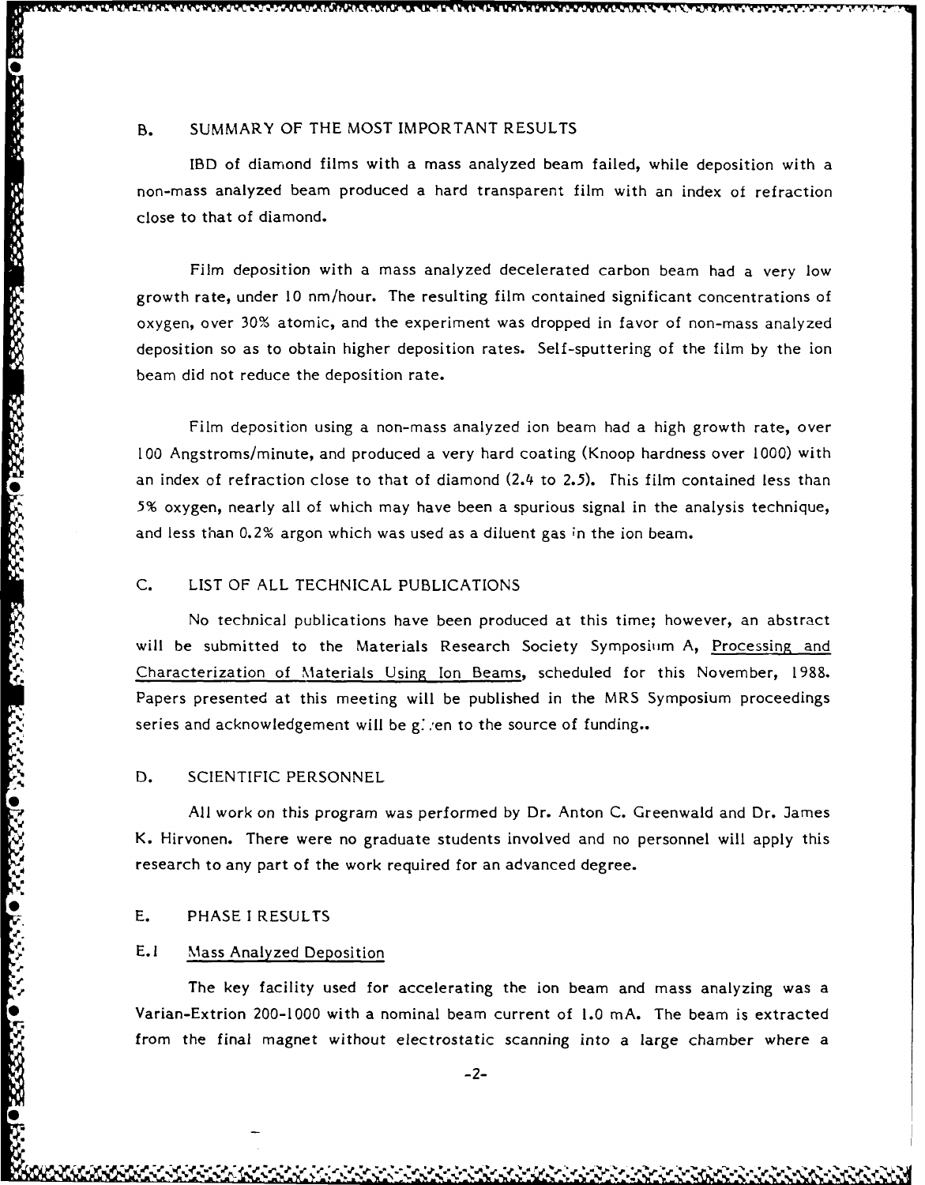## B. SUMMARY OF THE MOST IMPORTANT RESULTS

IBD of diamond films with a mass analyzed beam failed, while deposition with a non-mass analyzed beam produced a hard transparent film with an index of refraction close to that of diamond.

Film deposition with a mass analyzed decelerated carbon beam had a very low growth rate, under 10 nm/hour. The resulting film contained significant concentrations of oxygen, over 30% atomic, and the experiment was dropped in favor of non-mass analyzed deposition so as to obtain higher deposition rates. Self-sputtering of the film by the ion beam did not reduce the deposition rate.

Film deposition using a non-mass analyzed ion beam had a high growth rate, over 100 Angstroms/minute, and produced a very hard coating (Knoop hardness over 1000) with an index of refraction close to that of diamond (2.4 to 2.5). This film contained less than 5% oxygen, nearly all of which may have been a spurious signal in the analysis technique, and less than 0.2% argon which was used as a diluent gas in the ion beam.

## C. LIST OF ALL TECHNICAL PUBLICATIONS

No technical publications have been produced at this time; however, an abstract will be submitted to the Materials Research Society Symposium A, Processing and Characterization of Materials Using Ion Beams, scheduled for this November, 1988. Papers presented at this meeting will be published in the MRS Symposium proceedings series and acknowledgement will be given to the source of funding..

## D. SCIENTIFIC PERSONNEL

All work on this program was performed by Dr. Anton C. Greenwald and Dr. James K. Hirvonen. There were no graduate students involved and no personnel will apply this research to any part of the work required for an advanced degree.

## E. PHASE I RESULTS

### E.1 Mass Analyzed Deposition

The key facility used for accelerating the ion beam and mass analyzing was a Varian-Extrion 200-1000 with a nominal beam current of 1.0 mA. The beam is extracted from the final magnet without electrostatic scanning into a large chamber where a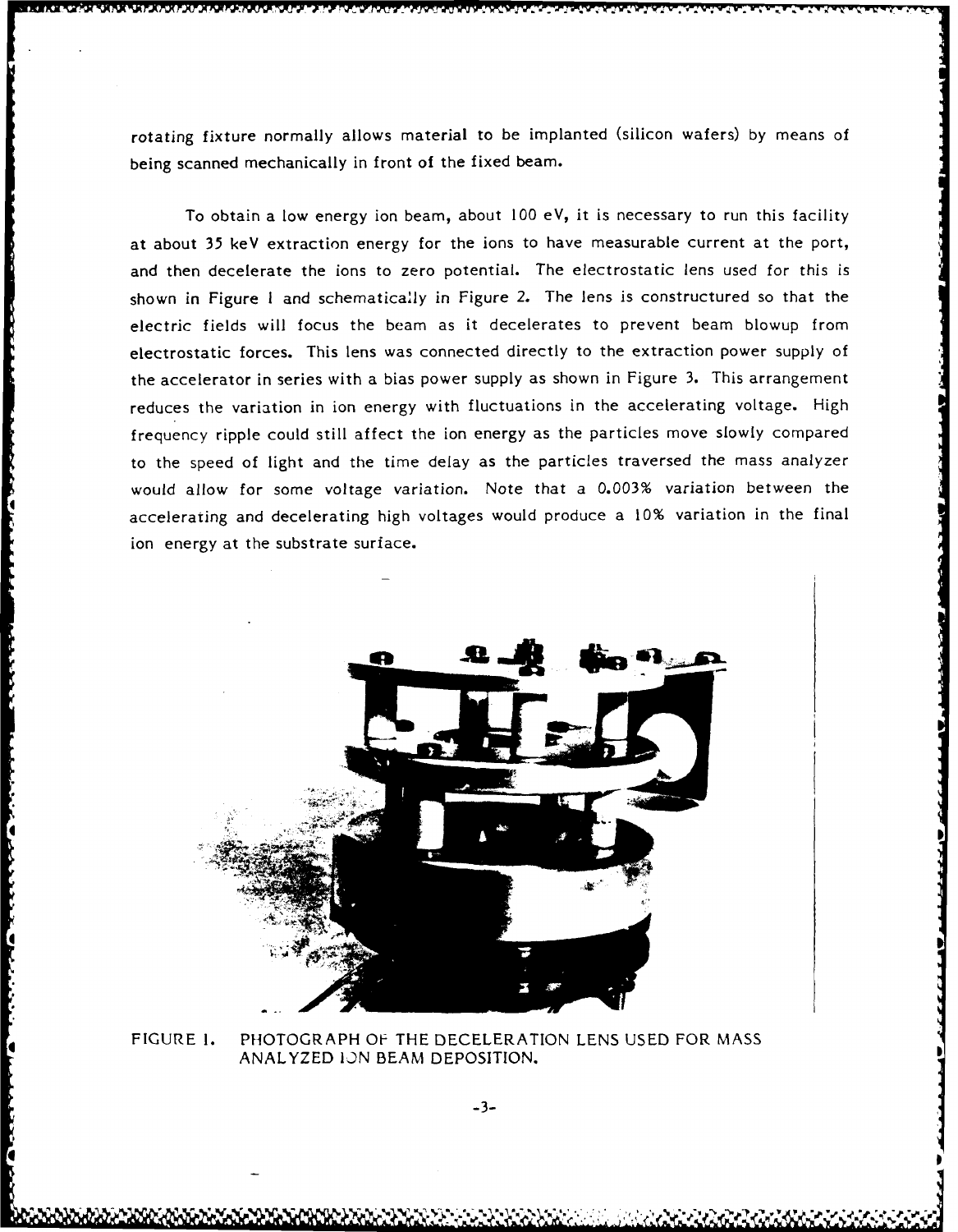rotating fixture normally allows material to be implanted (silicon wafers) by means of being scanned mechanically in front of the fixed beam.

To obtain a low energy ion beam, about 100 eV, it is necessary to run this facility at about 35 keV extraction energy for the ions to have measurable current at the port, and then decelerate the ions to zero potential. The electrostatic lens used for this is shown in Figure 1 and schematically in Figure 2. The lens is constructured so that the electric fields will focus the beam as it decelerates to prevent beam blowup from electrostatic forces. This lens was connected directly to the extraction power supply of the accelerator in series with a bias power supply as shown in Figure 3. This arrangement reduces the variation in ion energy with fluctuations in the accelerating voltage. High frequency ripple could still affect the ion energy as the particles move slowly compared to the speed of light and the time delay as the particles traversed the mass analyzer would allow for some voltage variation. Note that a 0.003% variation between the accelerating and decelerating high voltages would produce a 10% variation in the final ion energy at the substrate surface.

FIGURE 1. PHOTOGRAPH OF THE DECELERATION LENS USED FOR MASS ANALYZED ION BEAM DEPOSITION.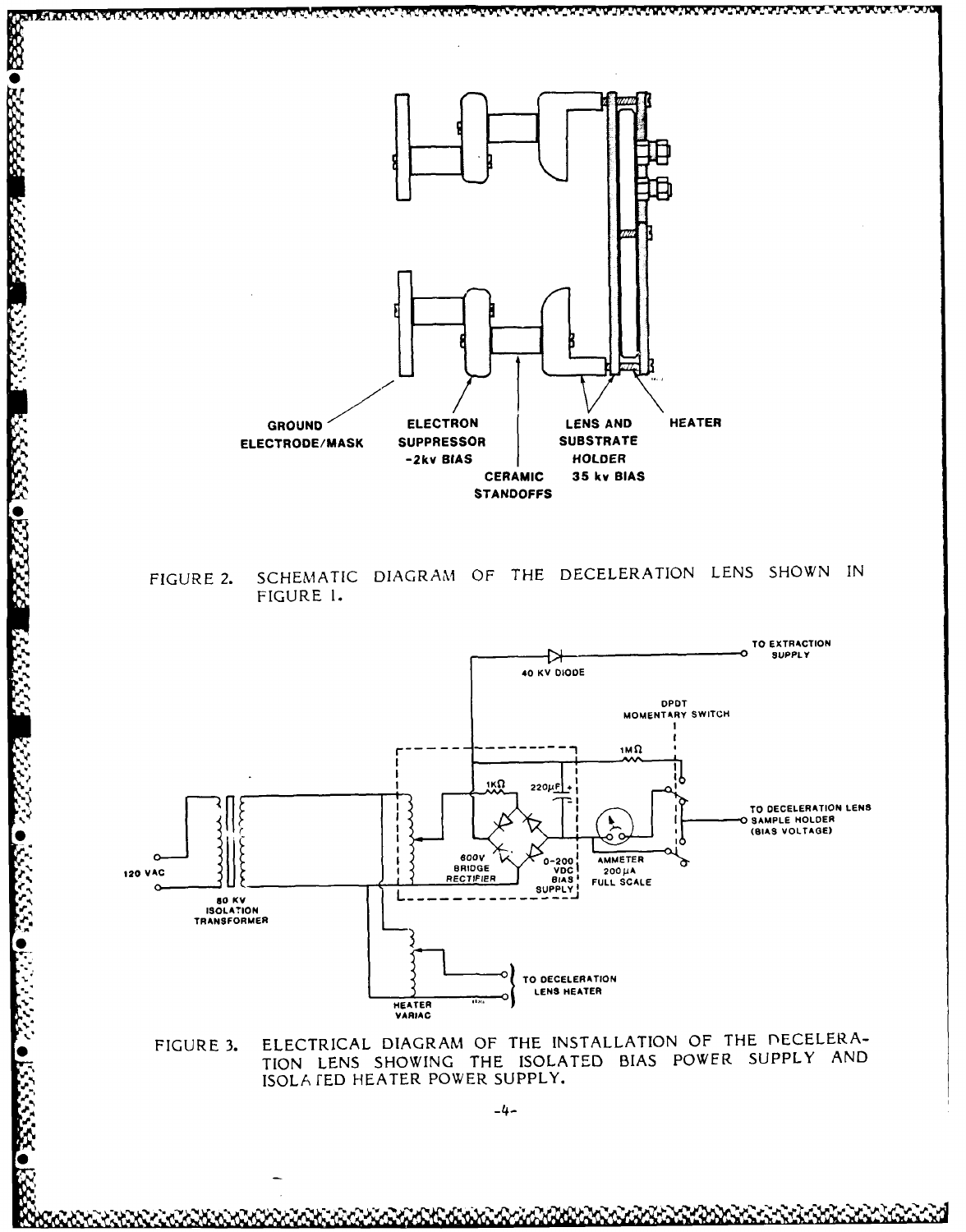FIGURE 2. SCHEMATIC DIAGRAM OF THE DECELERATION LENS SHOWN IN FIGURE 1.

FIGURE 3. ELECTRICAL DIAGRAM OF THE INSTALLATION OF THE DECELERATION LENS SHOWING THE ISOLATED BIAS POWER SUPPLY AND ISOLATED HEATER POWER SUPPLY.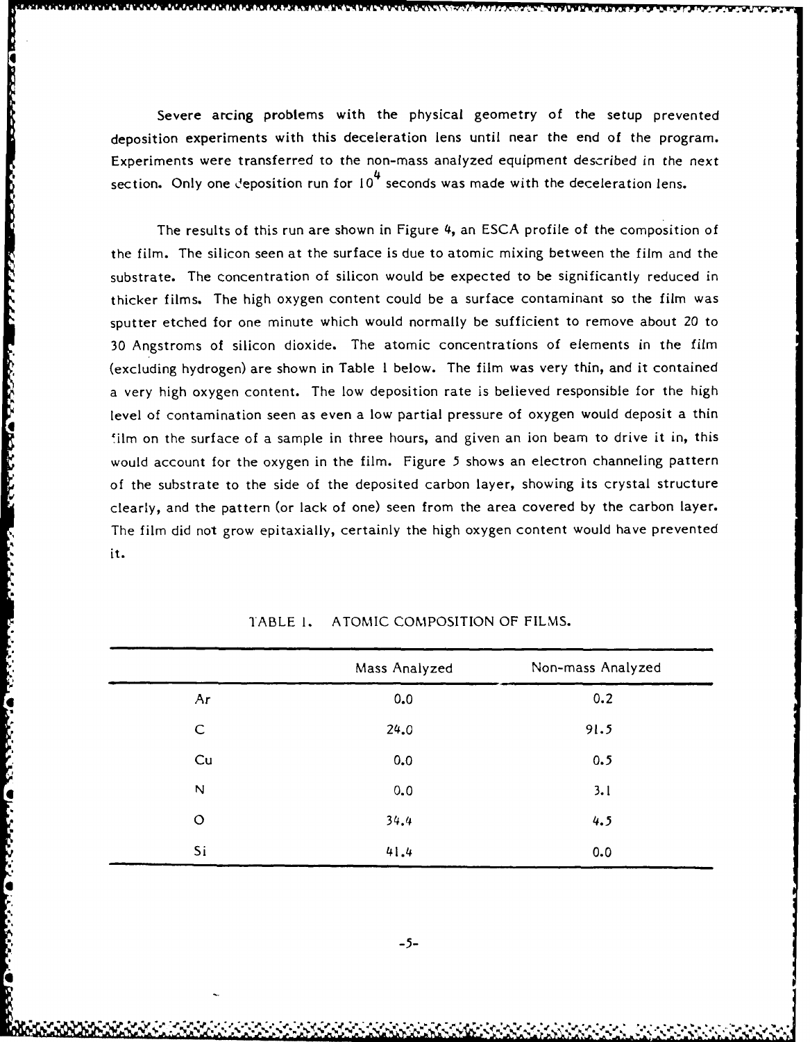Severe arcing problems with the physical geometry of the setup prevented deposition experiments with this deceleration lens until near the end of the program. Experiments were transferred to the non-mass analyzed equipment described in the next section. Only one deposition run for $10^4$ seconds was made with the deceleration lens.

The results of this run are shown in Figure 4, an ESCA profile of the composition of the film. The silicon seen at the surface is due to atomic mixing between the film and the substrate. The concentration of silicon would be expected to be significantly reduced in thicker films. The high oxygen content could be a surface contaminant so the film was sputter etched for one minute which would normally be sufficient to remove about 20 to 30 Angstroms of silicon dioxide. The atomic concentrations of elements in the film (excluding hydrogen) are shown in Table 1 below. The film was very thin, and it contained a very high oxygen content. The low deposition rate is believed responsible for the high level of contamination seen as even a low partial pressure of oxygen would deposit a thin film on the surface of a sample in three hours, and given an ion beam to drive it in, this would account for the oxygen in the film. Figure 5 shows an electron channeling pattern of the substrate to the side of the deposited carbon layer, showing its crystal structure clearly, and the pattern (or lack of one) seen from the area covered by the carbon layer. The film did not grow epitaxially, certainly the high oxygen content would have prevented it.

TABLE 1. ATOMIC COMPOSITION OF FILMS.

| | Mass Analyzed | Non-mass Analyzed |
|---|---|---|
| Ar | 0.0 | 0.2 |
| C | 24.0 | 91.5 |
| Cu | 0.0 | 0.5 |
| N | 0.0 | 3.1 |
| O | 34.4 | 4.5 |
| Si | 41.4 | 0.0 |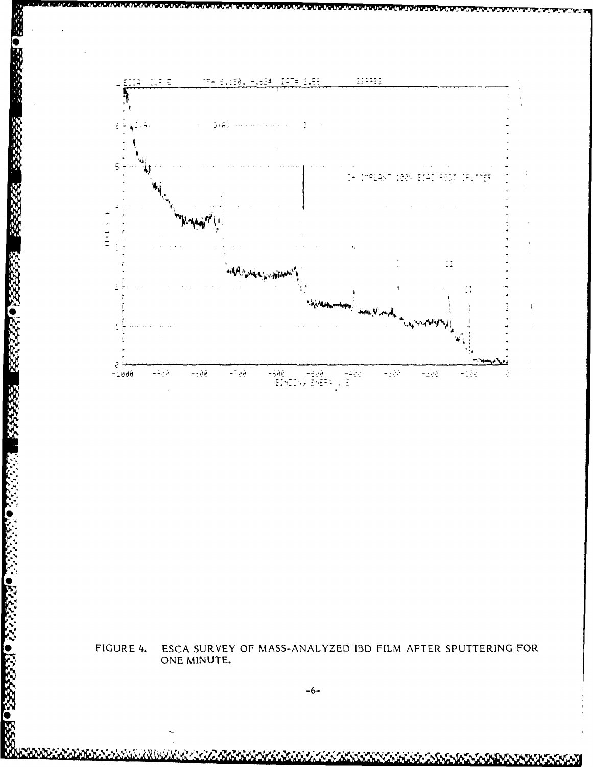FIGURE 4. ESCA SURVEY OF MASS-ANALYZED IBD FILM AFTER SPUTTERING FOR ONE MINUTE.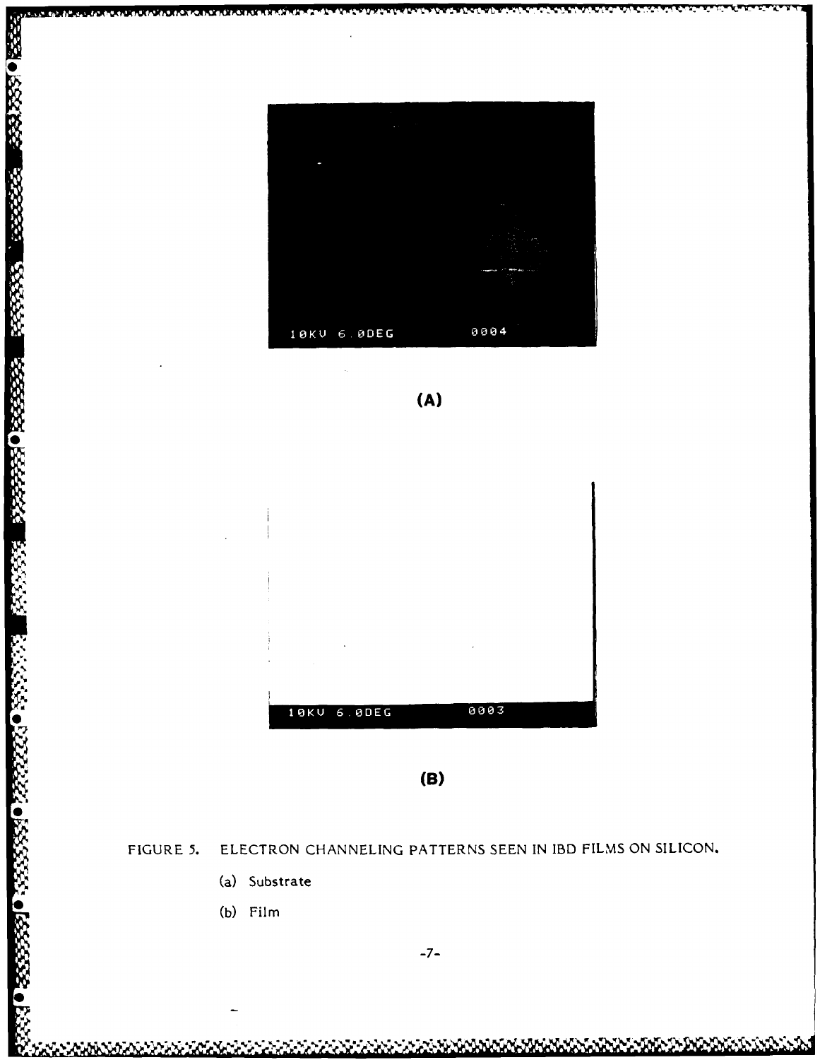(A)

(B)

FIGURE 5. ELECTRON CHANNELING PATTERNS SEEN IN IBD FILMS ON SILICON.

(a) Substrate

(b) Film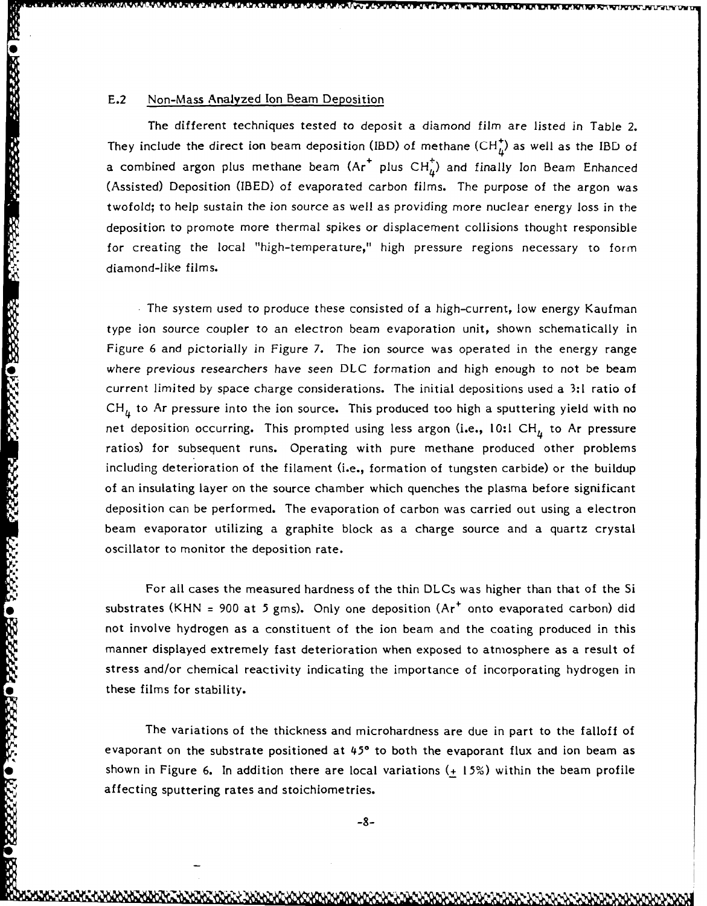## E.2 Non-Mass Analyzed Ion Beam Deposition

The different techniques tested to deposit a diamond film are listed in Table 2. They include the direct ion beam deposition (IBD) of methane ($CH_4^+$) as well as the IBD of a combined argon plus methane beam ($Ar^+$ plus $CH_4^+$) and finally Ion Beam Enhanced (Assisted) Deposition (IBED) of evaporated carbon films. The purpose of the argon was twofold; to help sustain the ion source as well as providing more nuclear energy loss in the deposition to promote more thermal spikes or displacement collisions thought responsible for creating the local "high-temperature," high pressure regions necessary to form diamond-like films.

The system used to produce these consisted of a high-current, low energy Kaufman type ion source coupler to an electron beam evaporation unit, shown schematically in Figure 6 and pictorially in Figure 7. The ion source was operated in the energy range where previous researchers have seen DLC formation and high enough to not be beam current limited by space charge considerations. The initial depositions used a 3:1 ratio of $CH_4$ to Ar pressure into the ion source. This produced too high a sputtering yield with no net deposition occurring. This prompted using less argon (i.e., 10:1 $CH_4$ to Ar pressure ratios) for subsequent runs. Operating with pure methane produced other problems including deterioration of the filament (i.e., formation of tungsten carbide) or the buildup of an insulating layer on the source chamber which quenches the plasma before significant deposition can be performed. The evaporation of carbon was carried out using a electron beam evaporator utilizing a graphite block as a charge source and a quartz crystal oscillator to monitor the deposition rate.

For all cases the measured hardness of the thin DLCs was higher than that of the Si substrates (KHN = 900 at 5 gms). Only one deposition ($Ar^+$ onto evaporated carbon) did not involve hydrogen as a constituent of the ion beam and the coating produced in this manner displayed extremely fast deterioration when exposed to atmosphere as a result of stress and/or chemical reactivity indicating the importance of incorporating hydrogen in these films for stability.

The variations of the thickness and microhardness are due in part to the falloff of evaporant on the substrate positioned at 45° to both the evaporant flux and ion beam as shown in Figure 6. In addition there are local variations ($\pm$ 15%) within the beam profile affecting sputtering rates and stoichiometries.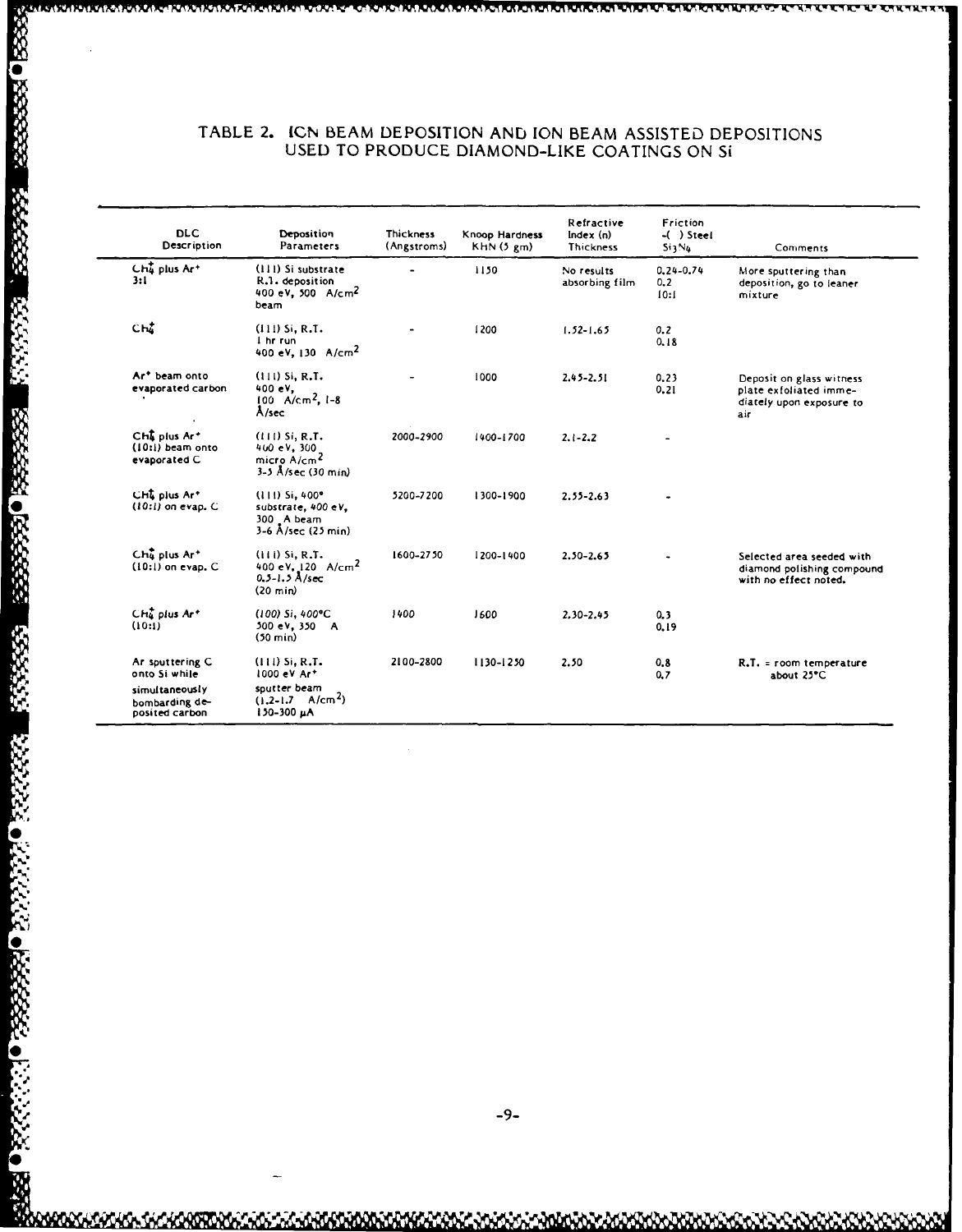TABLE 2. ION BEAM DEPOSITION AND ION BEAM ASSISTED DEPOSITIONS USED TO PRODUCE DIAMOND-LIKE COATINGS ON Si

| DLC Description | Deposition Parameters | Thickness (Angstroms) | Knoop Hardness KHN (5 gm) | Refractive Index (n) Thickness | Friction -( ) Steel $Si_3N_4$ | Comments |
|---|---|---|---|---|---|---|
| $CH_4^+$ plus $Ar^+$ 3:1 | (111) Si substrate R.T. deposition 400 eV, 500 A/cm$^2$ beam | - | 1150 | No results absorbing film | 0.24-0.74 0.2 10:1 | More sputtering than deposition, go to leaner mixture |
| $CH_4^+$ | (111) Si, R.T. 1 hr run 400 eV, 130 A/cm$^2$ | - | 1200 | 1.52-1.65 | 0.2 0.18 | |
| $Ar^+$ beam onto evaporated carbon | (111) Si, R.T. 400 eV, 100 A/cm$^2$, 1-8 Å/sec | - | 1000 | 2.45-2.51 | 0.23 0.21 | Deposit on glass witness plate exfoliated immediately upon exposure to air |
| $CH_4^+$ plus $Ar^+$ (10:1) beam onto evaporated C | (111) Si, R.T. 400 eV, 300 micro A/cm$^2$ 3-5 Å/sec (30 min) | 2000-2900 | 1400-1700 | 2.1-2.2 | - | |
| $CH_4^+$ plus $Ar^+$ (10:1) on evap. C | (111) Si, 400° substrate, 400 eV, 300 A beam 3-6 Å/sec (25 min) | 5200-7200 | 1300-1900 | 2.55-2.63 | - | |
| $CH_4^+$ plus $Ar^+$ (10:1) on evap. C | (111) Si, R.T. 400 eV, 120 A/cm$^2$ 0.5-1.5 Å/sec (20 min) | 1600-2750 | 1200-1400 | 2.50-2.65 | - | Selected area seeded with diamond polishing compound with no effect noted. |
| $CH_4^+$ plus $Ar^+$ (10:1) | (100) Si, 400°C 500 eV, 350 A (50 min) | 1400 | 1600 | 2.30-2.45 | 0.3 0.19 | |
| Ar sputtering C onto Si while simultaneously bombarding deposited carbon | (111) Si, R.T. 1000 eV $Ar^+$ sputter beam (1.2-1.7 A/cm$^2$) 150-300 μA | 2100-2800 | 1130-1250 | 2.50 | 0.8 0.7 | R.T. = room temperature about 25°C |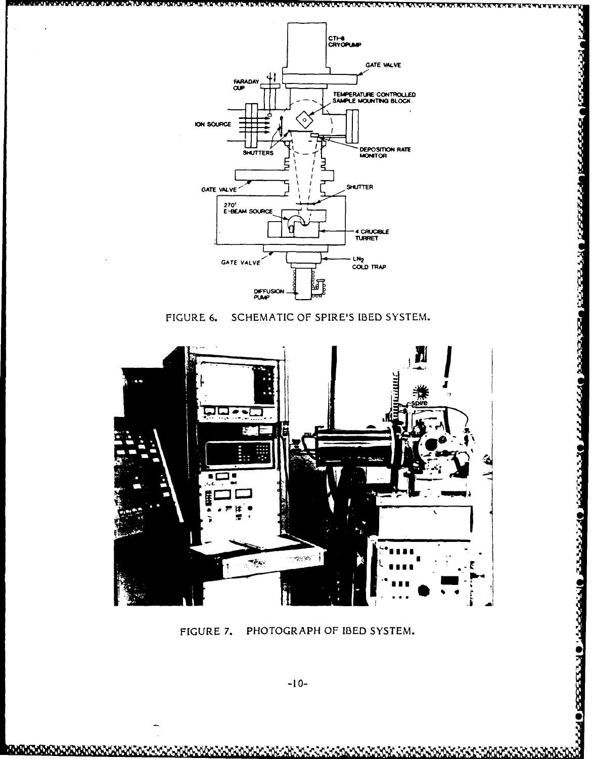FIGURE 6. SCHEMATIC OF SPIRE'S IBED SYSTEM.

FIGURE 7. PHOTOGRAPH OF IBED SYSTEM.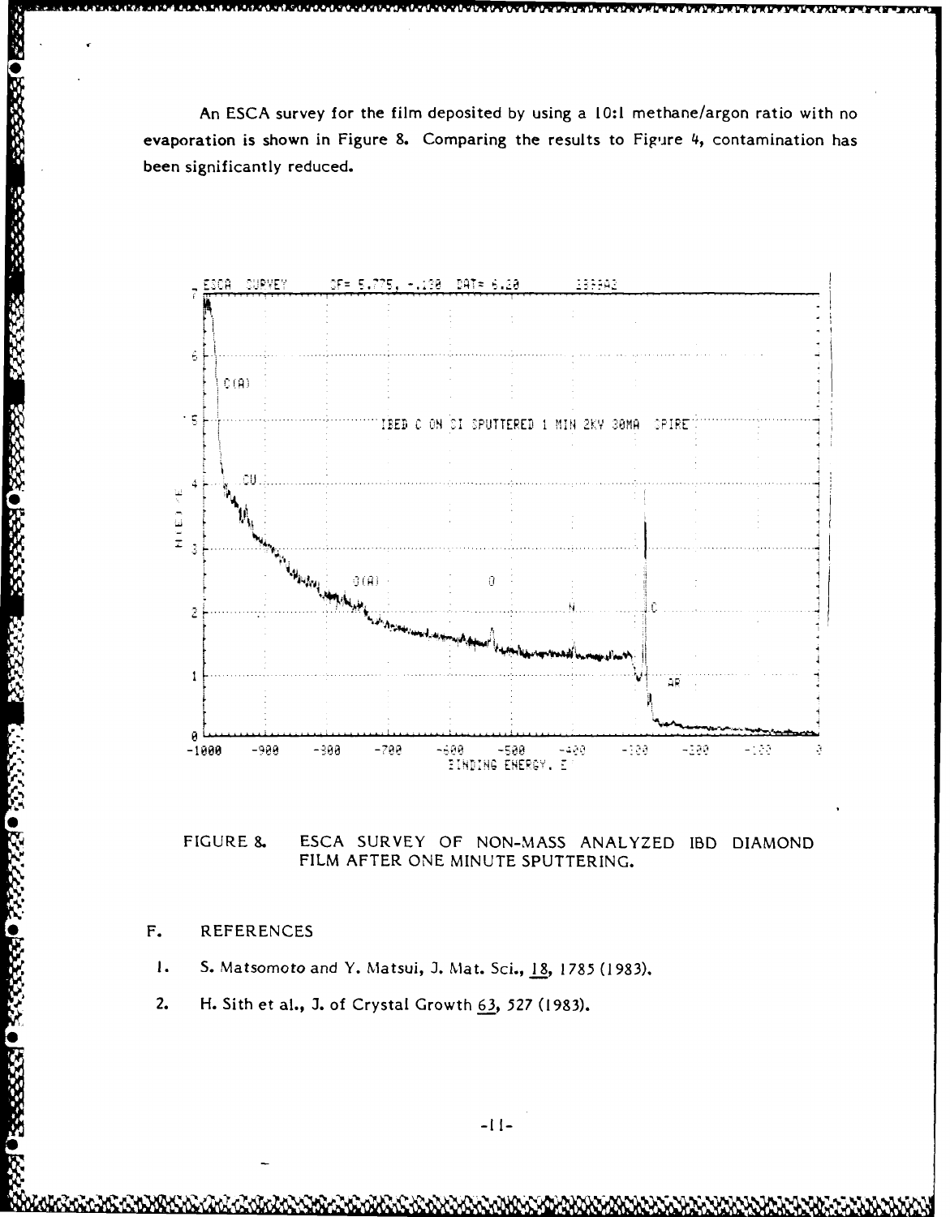An ESCA survey for the film deposited by using a 10:1 methane/argon ratio with no evaporation is shown in Figure 8. Comparing the results to Figure 4, contamination has been significantly reduced.

ESCA SURVEY SF= 5.775, -.130 DAT= 6.20

IBED C ON SI SPUTTERED 1 MIN 2KV 30MA SPIRE

C(A)
CU
O(A)
O
N
C
AR

0 1 2 3 4 5 6 7

-1000 -900 -800 -700 -600 -500 -400 -300 -200 -100 0

BINDING ENERGY, E

FIGURE 8. ESCA SURVEY OF NON-MASS ANALYZED IBD DIAMOND FILM AFTER ONE MINUTE SPUTTERING.

## F. REFERENCES

1. S. Matsomoto and Y. Matsui, J. Mat. Sci., 18, 1785 (1983).
2. H. Sith et al., J. of Crystal Growth 63, 527 (1983).